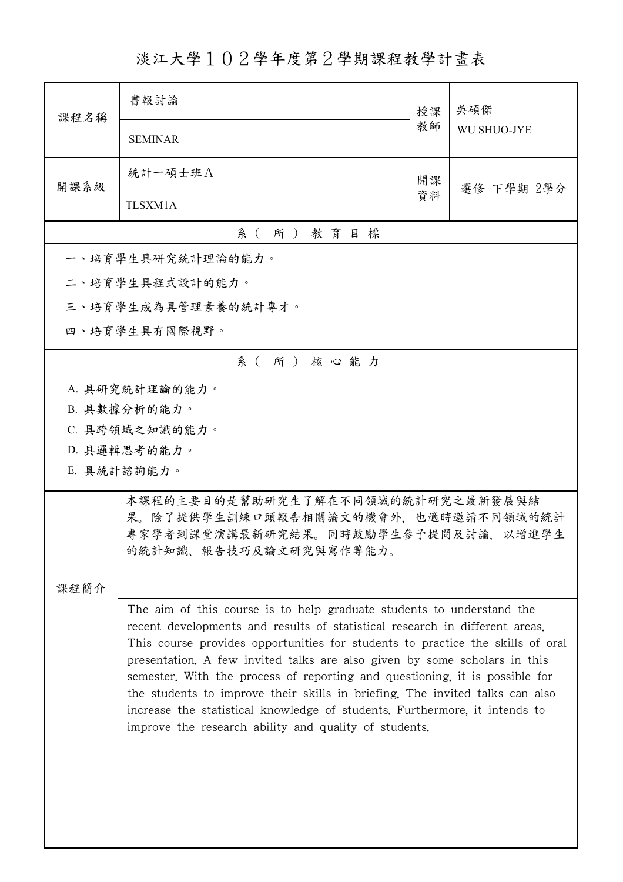# 淡江大學１０２學年度第２學期課程教學計畫表

| 課程名稱 | 書報討論<br>SEMINAR | 授課教師 | 吳碩傑<br>WU SHUO-JYE |
|---|---|---|---|
| 開課系級 | 統計一碩士班A<br>TLSXM1A | 開課資料 | 選修 下學期 2學分 |

## 系（所）教育目標

一、培育學生具研究統計理論的能力。

二、培育學生具程式設計的能力。

三、培育學生成為具管理素養的統計專才。

四、培育學生具有國際視野。

## 系（所）核心能力

A. 具研究統計理論的能力。

B. 具數據分析的能力。

C. 具跨領域之知識的能力。

D. 具邏輯思考的能力。

E. 具統計諮詢能力。

## 課程簡介

本課程的主要目的是幫助研究生了解在不同領域的統計研究之最新發展與結果。除了提供學生訓練口頭報告相關論文的機會外，也適時邀請不同領域的統計專家學者到課堂演講最新研究結果。同時鼓勵學生參予提問及討論，以增進學生的統計知識、報告技巧及論文研究與寫作等能力。

The aim of this course is to help graduate students to understand the recent developments and results of statistical research in different areas. This course provides opportunities for students to practice the skills of oral presentation. A few invited talks are also given by some scholars in this semester. With the process of reporting and questioning, it is possible for the students to improve their skills in briefing. The invited talks can also increase the statistical knowledge of students. Furthermore, it intends to improve the research ability and quality of students.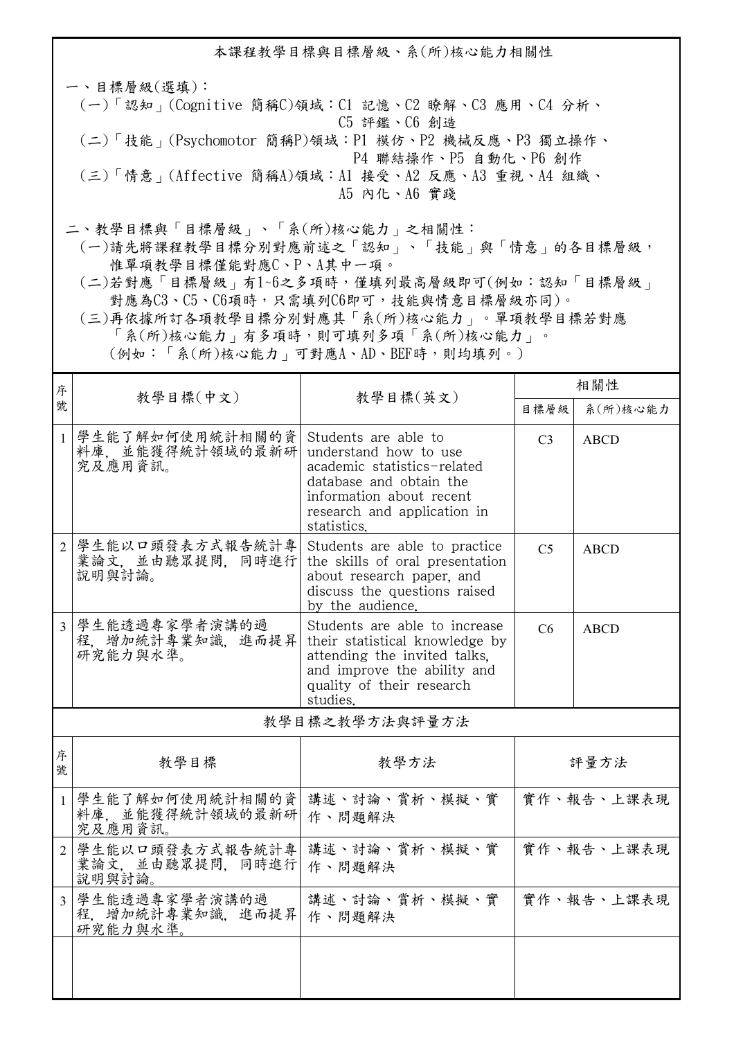## 本課程教學目標與目標層級、系(所)核心能力相關性

一、目標層級(選填)：

(一)「認知」(Cognitive 簡稱C)領域：C1 記憶、C2 瞭解、C3 應用、C4 分析、C5 評鑑、C6 創造

(二)「技能」(Psychomotor 簡稱P)領域：P1 模仿、P2 機械反應、P3 獨立操作、P4 聯結操作、P5 自動化、P6 創作

(三)「情意」(Affective 簡稱A)領域：A1 接受、A2 反應、A3 重視、A4 組織、A5 內化、A6 實踐

二、教學目標與「目標層級」、「系(所)核心能力」之相關性：

(一)請先將課程教學目標分別對應前述之「認知」、「技能」與「情意」的各目標層級，惟單項教學目標僅能對應C、P、A其中一項。

(二)若對應「目標層級」有1~6之多項時，僅填列最高層級即可(例如：認知「目標層級」對應為C3、C5、C6項時，只需填列C6即可，技能與情意目標層級亦同)。

(三)再依據所訂各項教學目標分別對應其「系(所)核心能力」。單項教學目標若對應「系(所)核心能力」有多項時，則可填列多項「系(所)核心能力」。(例如：「系(所)核心能力」可對應A、AD、BEF時，則均填列。)

| 序號 | 教學目標(中文) | 教學目標(英文) | 相關性 | |
|---|---|---|---|---|
| | | | 目標層級 | 系(所)核心能力 |
| 1 | 學生能了解如何使用統計相關的資料庫，並能獲得統計領域的最新研究及應用資訊。 | Students are able to understand how to use academic statistics-related database and obtain the information about recent research and application in statistics. | C3 | ABCD |
| 2 | 學生能以口頭發表方式報告統計專業論文，並由聽眾提問，同時進行說明與討論。 | Students are able to practice the skills of oral presentation about research paper, and discuss the questions raised by the audience. | C5 | ABCD |
| 3 | 學生能透過專家學者演講的過程，增加統計專業知識，進而提昇研究能力與水準。 | Students are able to increase their statistical knowledge by attending the invited talks, and improve the ability and quality of their research studies. | C6 | ABCD |

## 教學目標之教學方法與評量方法

| 序號 | 教學目標 | 教學方法 | 評量方法 |
|---|---|---|---|
| 1 | 學生能了解如何使用統計相關的資料庫，並能獲得統計領域的最新研究及應用資訊。 | 講述、討論、賞析、模擬、實作、問題解決 | 實作、報告、上課表現 |
| 2 | 學生能以口頭發表方式報告統計專業論文，並由聽眾提問，同時進行說明與討論。 | 講述、討論、賞析、模擬、實作、問題解決 | 實作、報告、上課表現 |
| 3 | 學生能透過專家學者演講的過程，增加統計專業知識，進而提昇研究能力與水準。 | 講述、討論、賞析、模擬、實作、問題解決 | 實作、報告、上課表現 |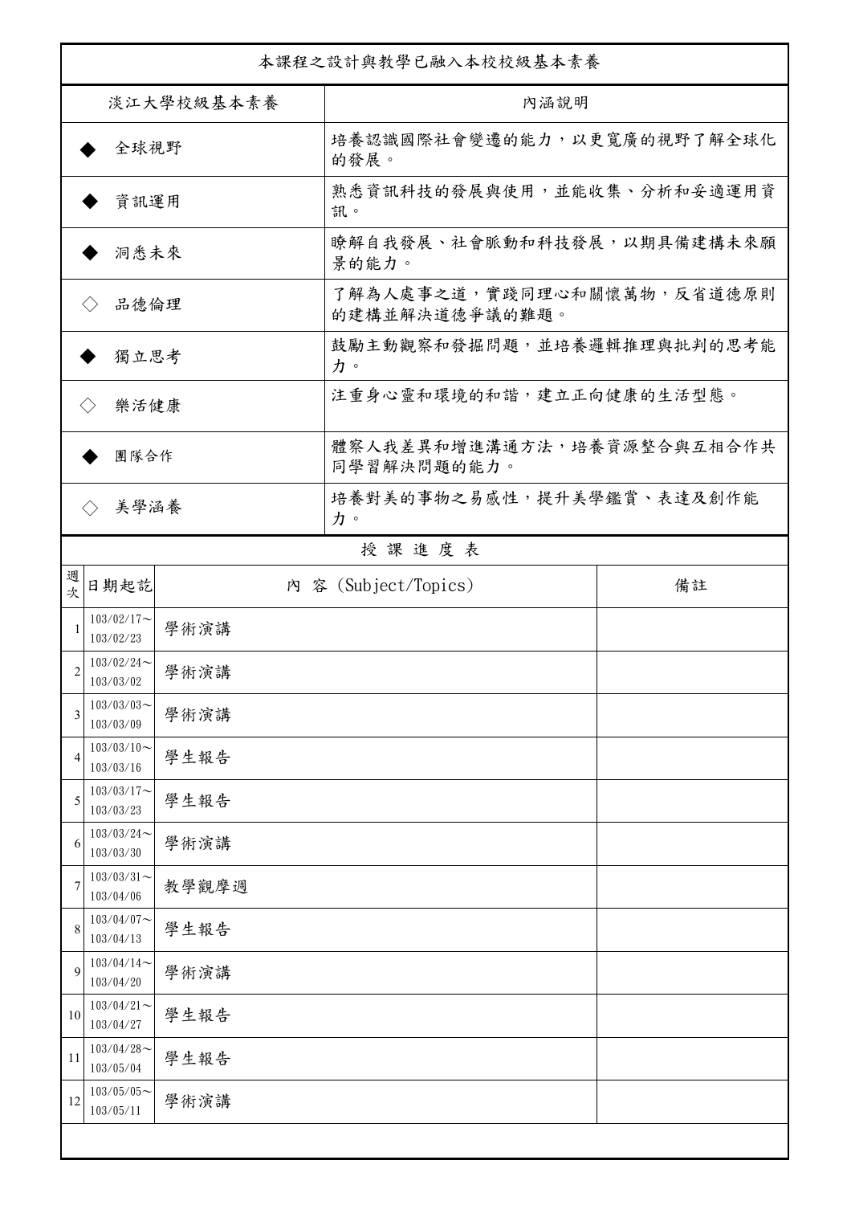本課程之設計與教學已融入本校校級基本素養

| 淡江大學校級基本素養 | 內涵說明 |
|---|---|
| ◆ 全球視野 | 培養認識國際社會變遷的能力，以更寬廣的視野了解全球化的發展。 |
| ◆ 資訊運用 | 熟悉資訊科技的發展與使用，並能收集、分析和妥適運用資訊。 |
| ◆ 洞悉未來 | 瞭解自我發展、社會脈動和科技發展，以期具備建構未來願景的能力。 |
| ◇ 品德倫理 | 了解為人處事之道，實踐同理心和關懷萬物，反省道德原則的建構並解決道德爭議的難題。 |
| ◆ 獨立思考 | 鼓勵主動觀察和發掘問題，並培養邏輯推理與批判的思考能力。 |
| ◇ 樂活健康 | 注重身心靈和環境的和諧，建立正向健康的生活型態。 |
| ◆ 團隊合作 | 體察人我差異和增進溝通方法，培養資源整合與互相合作共同學習解決問題的能力。 |
| ◇ 美學涵養 | 培養對美的事物之易感性，提升美學鑑賞、表達及創作能力。 |

授 課 進 度 表

| 週次 | 日期起訖 | 內 容 (Subject/Topics) | 備註 |
|---|---|---|---|
| 1 | 103/02/17～103/02/23 | 學術演講 | |
| 2 | 103/02/24～103/03/02 | 學術演講 | |
| 3 | 103/03/03～103/03/09 | 學術演講 | |
| 4 | 103/03/10～103/03/16 | 學生報告 | |
| 5 | 103/03/17～103/03/23 | 學生報告 | |
| 6 | 103/03/24～103/03/30 | 學術演講 | |
| 7 | 103/03/31～103/04/06 | 教學觀摩週 | |
| 8 | 103/04/07～103/04/13 | 學生報告 | |
| 9 | 103/04/14～103/04/20 | 學術演講 | |
| 10 | 103/04/21～103/04/27 | 學生報告 | |
| 11 | 103/04/28～103/05/04 | 學生報告 | |
| 12 | 103/05/05～103/05/11 | 學術演講 | |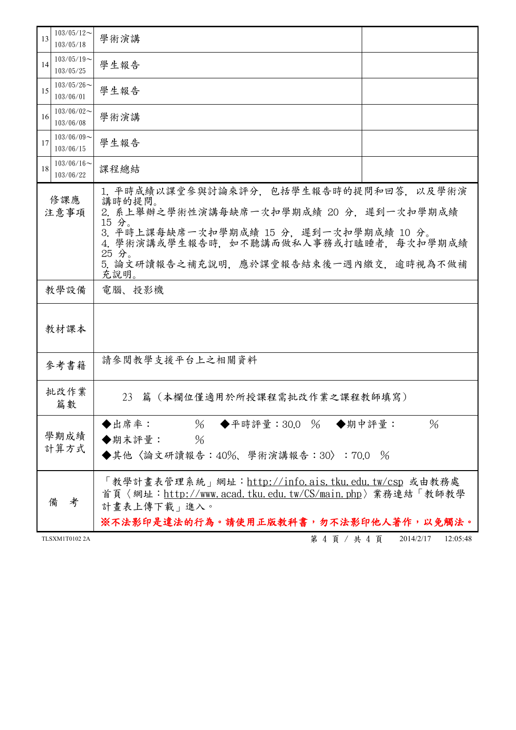| | | | |
|---|---|---|---|
| 13 | 103/05/12～<br>103/05/18 | 學術演講 | |
| 14 | 103/05/19～<br>103/05/25 | 學生報告 | |
| 15 | 103/05/26～<br>103/06/01 | 學生報告 | |
| 16 | 103/06/02～<br>103/06/08 | 學術演講 | |
| 17 | 103/06/09～<br>103/06/15 | 學生報告 | |
| 18 | 103/06/16～<br>103/06/22 | 課程總結 | |

| | |
|---|---|
| 修課應注意事項 | 1. 平時成績以課堂參與討論來評分，包括學生報告時的提問和回答，以及學術演講時的提問。<br>2. 系上舉辦之學術性演講每缺席一次扣學期成績 20 分，遲到一次扣學期成績 15 分。<br>3. 平時上課每缺席一次扣學期成績 15 分，遲到一次扣學期成績 10 分。<br>4. 學術演講或學生報告時，如不聽講而做私人事務或打瞌睡者，每次扣學期成績 25 分。<br>5. 論文研讀報告之補充說明，應於課堂報告結束後一週內繳交，逾時視為不做補充說明。 |
| 教學設備 | 電腦、投影機 |
| 教材課本 | |
| 參考書籍 | 請參閱教學支援平台上之相關資料 |
| 批改作業篇數 | 23 篇（本欄位僅適用於所授課程需批改作業之課程教師填寫） |
| 學期成績計算方式 | ◆出席率： ％ ◆平時評量：30.0 ％ ◆期中評量： ％<br>◆期末評量： ％<br>◆其他〈論文研讀報告：40%、學術演講報告：30〉：70.0 ％ |
| 備　考 | 「教學計畫表管理系統」網址：http://info.ais.tku.edu.tw/csp 或由教務處首頁〈網址：http://www.acad.tku.edu.tw/CS/main.php〉業務連結「教師教學計畫表上傳下載」進入。<br>**※不法影印是違法的行為。請使用正版教科書，勿不法影印他人著作，以免觸法。** |

TLSXM1T0102 2A　　2014/2/17　12:05:48